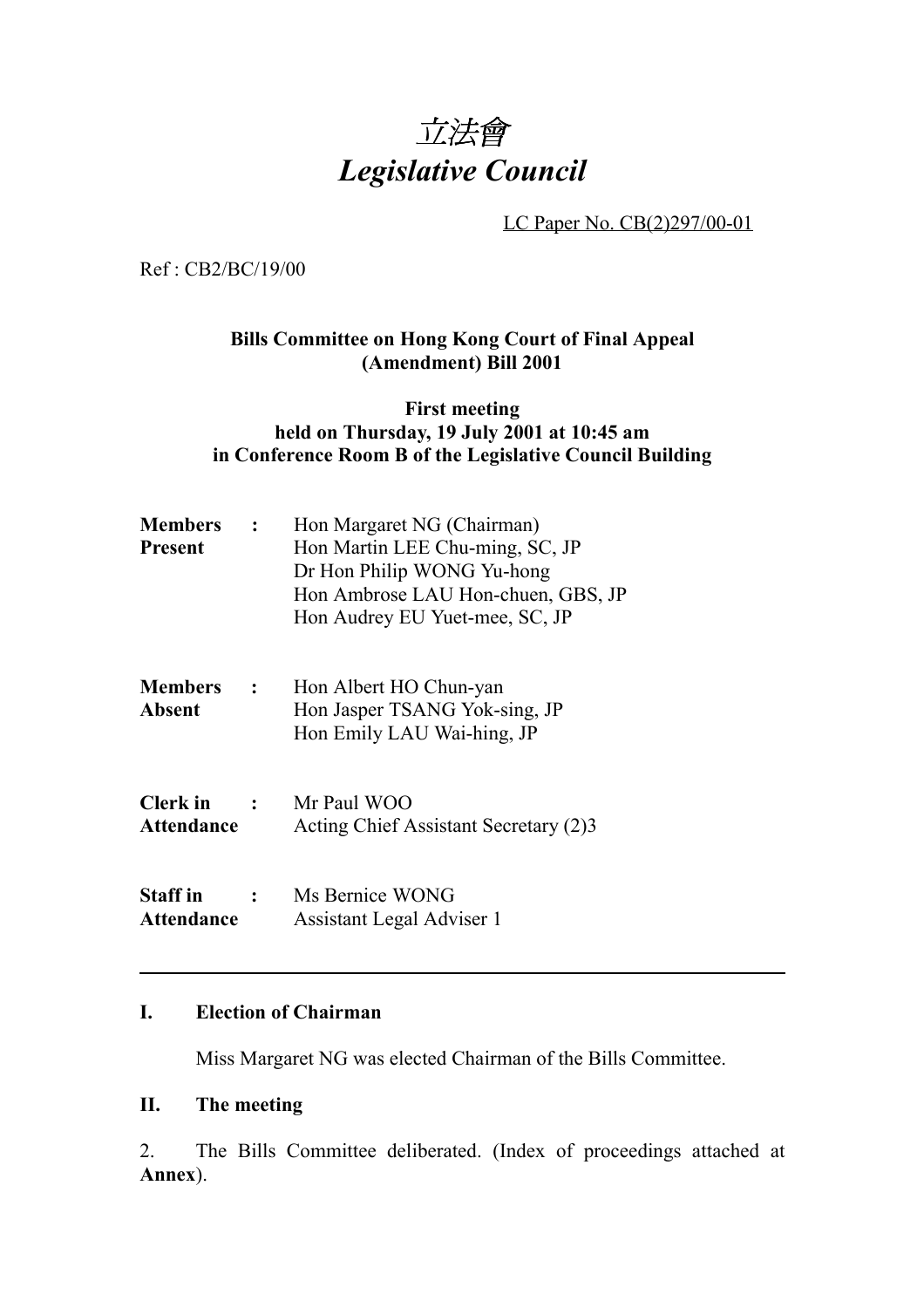# 立法會
# *Legislative Council*

LC Paper No. CB(2)297/00-01

Ref : CB2/BC/19/00

**Bills Committee on Hong Kong Court of Final Appeal (Amendment) Bill 2001**

**First meeting held on Thursday, 19 July 2001 at 10:45 am in Conference Room B of the Legislative Council Building**

| | | |
|---|---|---|
| **Members Present** | : | Hon Margaret NG (Chairman)<br>Hon Martin LEE Chu-ming, SC, JP<br>Dr Hon Philip WONG Yu-hong<br>Hon Ambrose LAU Hon-chuen, GBS, JP<br>Hon Audrey EU Yuet-mee, SC, JP |
| **Members Absent** | : | Hon Albert HO Chun-yan<br>Hon Jasper TSANG Yok-sing, JP<br>Hon Emily LAU Wai-hing, JP |
| **Clerk in Attendance** | : | Mr Paul WOO<br>Acting Chief Assistant Secretary (2)3 |
| **Staff in Attendance** | : | Ms Bernice WONG<br>Assistant Legal Adviser 1 |

---

## I. Election of Chairman

Miss Margaret NG was elected Chairman of the Bills Committee.

## II. The meeting

2. The Bills Committee deliberated. (Index of proceedings attached at **Annex**).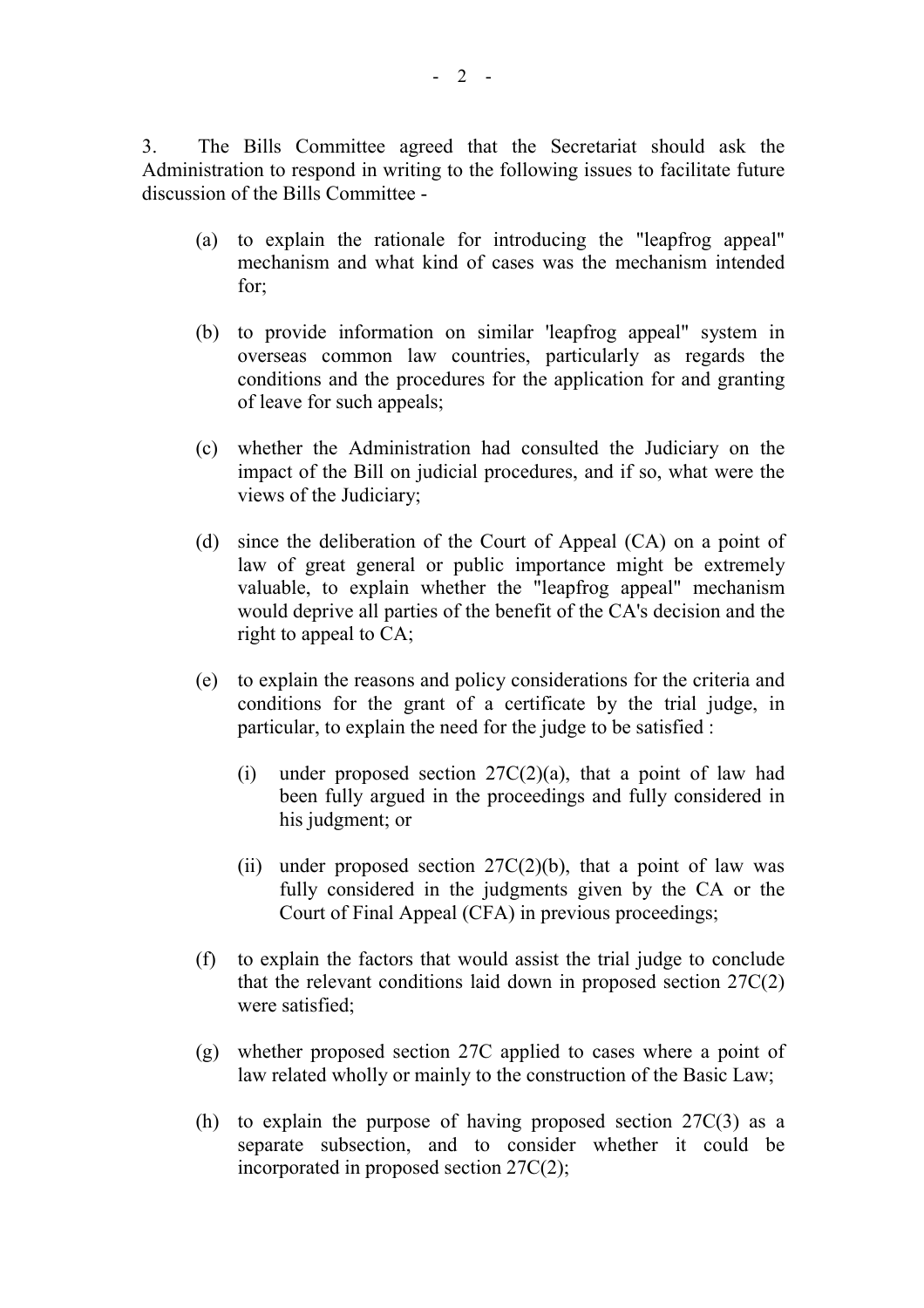3. The Bills Committee agreed that the Secretariat should ask the Administration to respond in writing to the following issues to facilitate future discussion of the Bills Committee -

(a) to explain the rationale for introducing the "leapfrog appeal" mechanism and what kind of cases was the mechanism intended for;

(b) to provide information on similar 'leapfrog appeal" system in overseas common law countries, particularly as regards the conditions and the procedures for the application for and granting of leave for such appeals;

(c) whether the Administration had consulted the Judiciary on the impact of the Bill on judicial procedures, and if so, what were the views of the Judiciary;

(d) since the deliberation of the Court of Appeal (CA) on a point of law of great general or public importance might be extremely valuable, to explain whether the "leapfrog appeal" mechanism would deprive all parties of the benefit of the CA's decision and the right to appeal to CA;

(e) to explain the reasons and policy considerations for the criteria and conditions for the grant of a certificate by the trial judge, in particular, to explain the need for the judge to be satisfied :

   (i) under proposed section 27C(2)(a), that a point of law had been fully argued in the proceedings and fully considered in his judgment; or

   (ii) under proposed section 27C(2)(b), that a point of law was fully considered in the judgments given by the CA or the Court of Final Appeal (CFA) in previous proceedings;

(f) to explain the factors that would assist the trial judge to conclude that the relevant conditions laid down in proposed section 27C(2) were satisfied;

(g) whether proposed section 27C applied to cases where a point of law related wholly or mainly to the construction of the Basic Law;

(h) to explain the purpose of having proposed section 27C(3) as a separate subsection, and to consider whether it could be incorporated in proposed section 27C(2);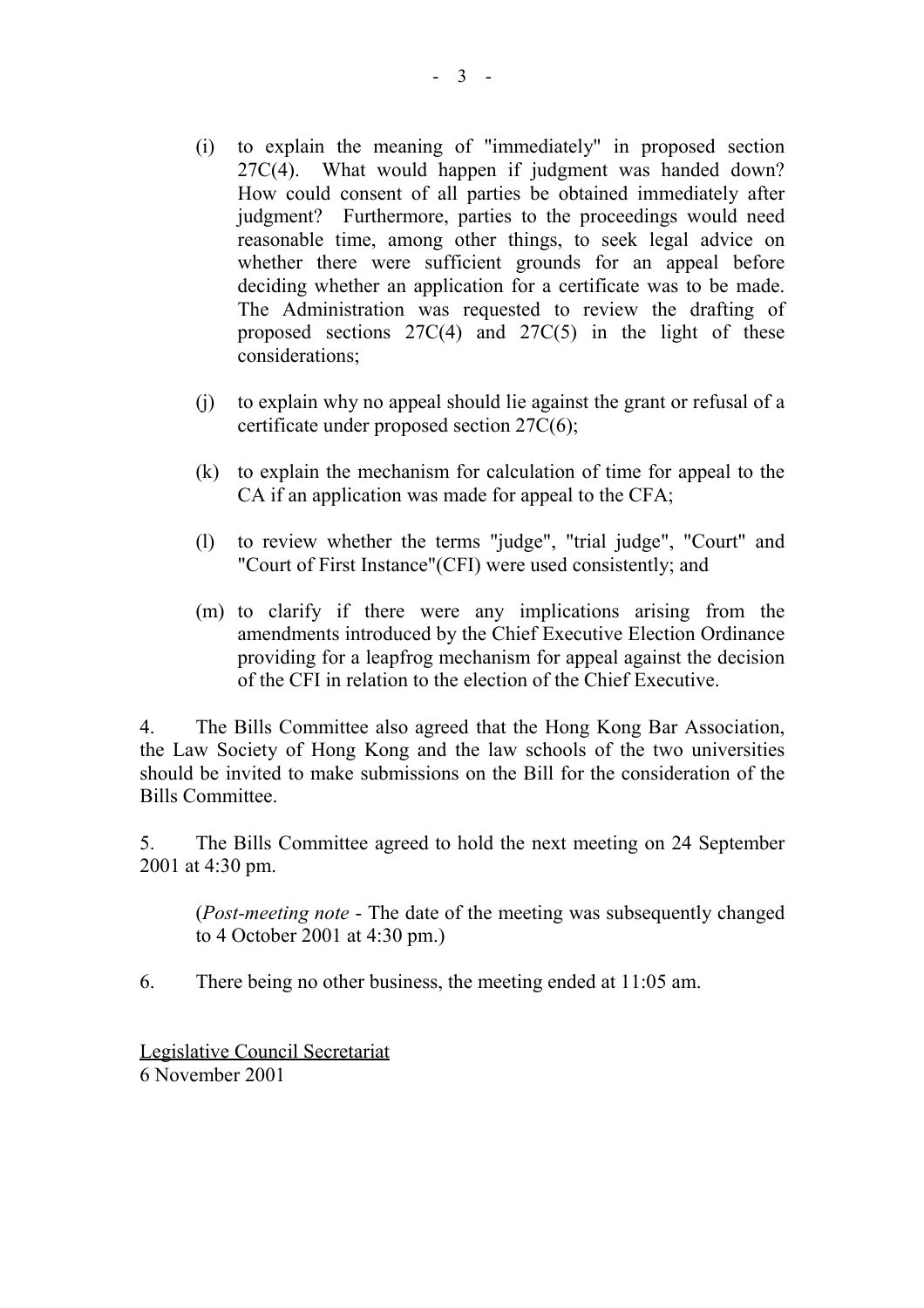(i) to explain the meaning of "immediately" in proposed section 27C(4). What would happen if judgment was handed down? How could consent of all parties be obtained immediately after judgment? Furthermore, parties to the proceedings would need reasonable time, among other things, to seek legal advice on whether there were sufficient grounds for an appeal before deciding whether an application for a certificate was to be made. The Administration was requested to review the drafting of proposed sections 27C(4) and 27C(5) in the light of these considerations;

(j) to explain why no appeal should lie against the grant or refusal of a certificate under proposed section 27C(6);

(k) to explain the mechanism for calculation of time for appeal to the CA if an application was made for appeal to the CFA;

(l) to review whether the terms "judge", "trial judge", "Court" and "Court of First Instance"(CFI) were used consistently; and

(m) to clarify if there were any implications arising from the amendments introduced by the Chief Executive Election Ordinance providing for a leapfrog mechanism for appeal against the decision of the CFI in relation to the election of the Chief Executive.

4. The Bills Committee also agreed that the Hong Kong Bar Association, the Law Society of Hong Kong and the law schools of the two universities should be invited to make submissions on the Bill for the consideration of the Bills Committee.

5. The Bills Committee agreed to hold the next meeting on 24 September 2001 at 4:30 pm.

(*Post-meeting note* - The date of the meeting was subsequently changed to 4 October 2001 at 4:30 pm.)

6. There being no other business, the meeting ended at 11:05 am.

<u>Legislative Council Secretariat</u>
6 November 2001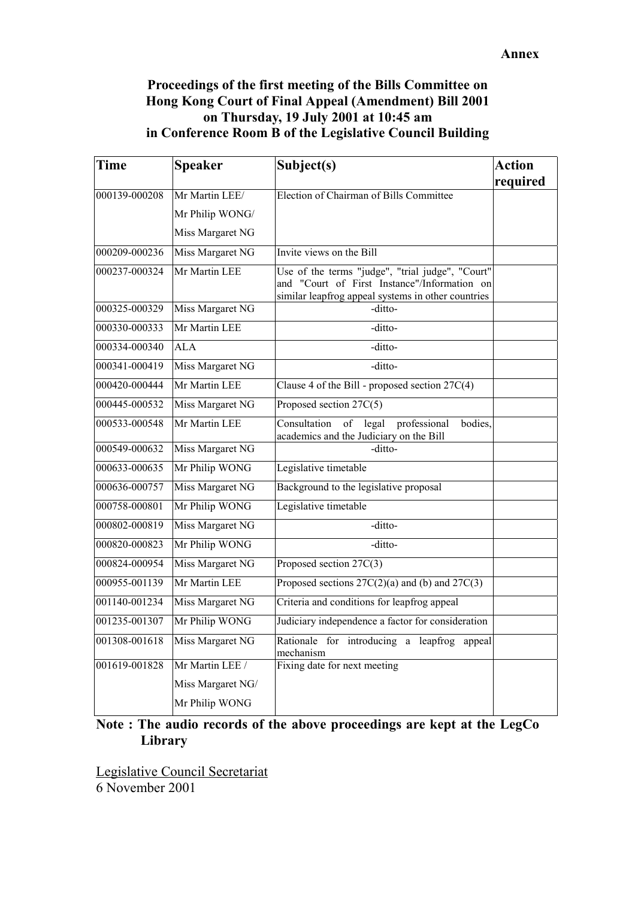**Annex**

**Proceedings of the first meeting of the Bills Committee on Hong Kong Court of Final Appeal (Amendment) Bill 2001 on Thursday, 19 July 2001 at 10:45 am in Conference Room B of the Legislative Council Building**

| Time | Speaker | Subject(s) | Action required |
|---|---|---|---|
| 000139-000208 | Mr Martin LEE/<br>Mr Philip WONG/<br>Miss Margaret NG | Election of Chairman of Bills Committee | |
| 000209-000236 | Miss Margaret NG | Invite views on the Bill | |
| 000237-000324 | Mr Martin LEE | Use of the terms "judge", "trial judge", "Court" and "Court of First Instance"/Information on similar leapfrog appeal systems in other countries | |
| 000325-000329 | Miss Margaret NG | -ditto- | |
| 000330-000333 | Mr Martin LEE | -ditto- | |
| 000334-000340 | ALA | -ditto- | |
| 000341-000419 | Miss Margaret NG | -ditto- | |
| 000420-000444 | Mr Martin LEE | Clause 4 of the Bill - proposed section 27C(4) | |
| 000445-000532 | Miss Margaret NG | Proposed section 27C(5) | |
| 000533-000548 | Mr Martin LEE | Consultation of legal professional bodies, academics and the Judiciary on the Bill | |
| 000549-000632 | Miss Margaret NG | -ditto- | |
| 000633-000635 | Mr Philip WONG | Legislative timetable | |
| 000636-000757 | Miss Margaret NG | Background to the legislative proposal | |
| 000758-000801 | Mr Philip WONG | Legislative timetable | |
| 000802-000819 | Miss Margaret NG | -ditto- | |
| 000820-000823 | Mr Philip WONG | -ditto- | |
| 000824-000954 | Miss Margaret NG | Proposed section 27C(3) | |
| 000955-001139 | Mr Martin LEE | Proposed sections 27C(2)(a) and (b) and 27C(3) | |
| 001140-001234 | Miss Margaret NG | Criteria and conditions for leapfrog appeal | |
| 001235-001307 | Mr Philip WONG | Judiciary independence a factor for consideration | |
| 001308-001618 | Miss Margaret NG | Rationale for introducing a leapfrog appeal mechanism | |
| 001619-001828 | Mr Martin LEE /<br>Miss Margaret NG/<br>Mr Philip WONG | Fixing date for next meeting | |

**Note : The audio records of the above proceedings are kept at the LegCo Library**

Legislative Council Secretariat
6 November 2001